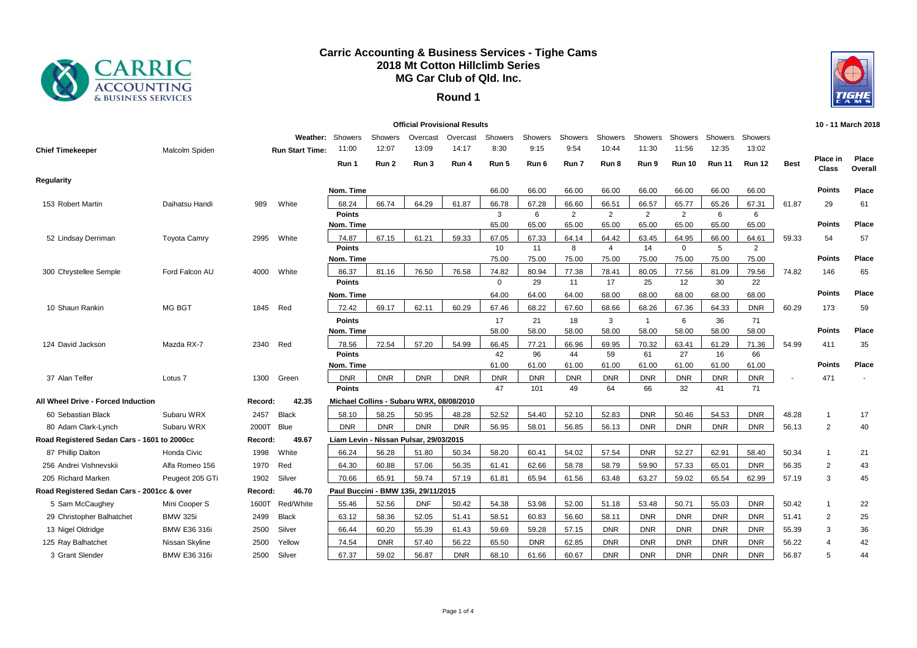# Carric Accounting & Business Services - Tighe Cams
## 2018 Mt Cotton Hillclimb Series
## MG Car Club of Qld. Inc.
### Round 1

**Official Provisional Results**

10 - 11 March 2018

**Chief Timekeeper:** Malcolm Spiden

| | | | Weather: | Showers | Showers | Overcast | Overcast | Showers | Showers | Showers | Showers | Showers | Showers | Showers | Showers | | | |
|---|---|---|---|---|---|---|---|---|---|---|---|---|---|---|---|---|---|---|
| | | | Run Start Time: | 11:00 | 12:07 | 13:09 | 14:17 | 8:30 | 9:15 | 9:54 | 10:44 | 11:30 | 11:56 | 12:35 | 13:02 | | | |
| | | | | Run 1 | Run 2 | Run 3 | Run 4 | Run 5 | Run 6 | Run 7 | Run 8 | Run 9 | Run 10 | Run 11 | Run 12 | Best | Place in Class | Place Overall |
| **Regularity** | | | | | | | | | | | | | | | | | | |
| | | | | Nom. Time | | | | 66.00 | 66.00 | 66.00 | 66.00 | 66.00 | 66.00 | 66.00 | 66.00 | | Points | Place |
| 153 Robert Martin | Daihatsu Handi | 989 | White | 68.24 | 66.74 | 64.29 | 61.87 | 66.78 | 67.28 | 66.60 | 66.51 | 66.57 | 65.77 | 65.26 | 67.31 | 61.87 | 29 | 61 |
| | | | | Points | | | | 3 | 6 | 2 | 2 | 2 | 2 | 6 | 6 | | | |
| | | | | Nom. Time | | | | 65.00 | 65.00 | 65.00 | 65.00 | 65.00 | 65.00 | 65.00 | 65.00 | | Points | Place |
| 52 Lindsay Derriman | Toyota Camry | 2995 | White | 74.87 | 67.15 | 61.21 | 59.33 | 67.05 | 67.33 | 64.14 | 64.42 | 63.45 | 64.95 | 66.00 | 64.61 | 59.33 | 54 | 57 |
| | | | | Points | | | | 10 | 11 | 8 | 4 | 14 | 0 | 5 | 2 | | | |
| | | | | Nom. Time | | | | 75.00 | 75.00 | 75.00 | 75.00 | 75.00 | 75.00 | 75.00 | 75.00 | | Points | Place |
| 300 Chrystellee Semple | Ford Falcon AU | 4000 | White | 86.37 | 81.16 | 76.50 | 76.58 | 74.82 | 80.94 | 77.38 | 78.41 | 80.05 | 77.56 | 81.09 | 79.56 | 74.82 | 146 | 65 |
| | | | | Points | | | | 0 | 29 | 11 | 17 | 25 | 12 | 30 | 22 | | | |
| | | | | Nom. Time | | | | 64.00 | 64.00 | 64.00 | 68.00 | 68.00 | 68.00 | 68.00 | 68.00 | | Points | Place |
| 10 Shaun Rankin | MG BGT | 1845 | Red | 72.42 | 69.17 | 62.11 | 60.29 | 67.46 | 68.22 | 67.60 | 68.66 | 68.26 | 67.36 | 64.33 | DNR | 60.29 | 173 | 59 |
| | | | | Points | | | | 17 | 21 | 18 | 3 | 1 | 6 | 36 | 71 | | | |
| | | | | Nom. Time | | | | 58.00 | 58.00 | 58.00 | 58.00 | 58.00 | 58.00 | 58.00 | 58.00 | | Points | Place |
| 124 David Jackson | Mazda RX-7 | 2340 | Red | 78.56 | 72.54 | 57.20 | 54.99 | 66.45 | 77.21 | 66.96 | 69.95 | 70.32 | 63.41 | 61.29 | 71.36 | 54.99 | 411 | 35 |
| | | | | Points | | | | 42 | 96 | 44 | 59 | 61 | 27 | 16 | 66 | | | |
| | | | | Nom. Time | | | | 61.00 | 61.00 | 61.00 | 61.00 | 61.00 | 61.00 | 61.00 | 61.00 | | Points | Place |
| 37 Alan Telfer | Lotus 7 | 1300 | Green | DNR | DNR | DNR | DNR | DNR | DNR | DNR | DNR | DNR | DNR | DNR | DNR | - | 471 | - |
| | | | | Points | | | | 47 | 101 | 49 | 64 | 66 | 32 | 41 | 71 | | | |
| **All Wheel Drive - Forced Induction** | | Record: | 42.35 | Michael Collins - Subaru WRX, 08/08/2010 | | | | | | | | | | | | | | |
| 60 Sebastian Black | Subaru WRX | 2457 | Black | 58.10 | 58.25 | 50.95 | 48.28 | 52.52 | 54.40 | 52.10 | 52.83 | DNR | 50.46 | 54.53 | DNR | 48.28 | 1 | 17 |
| 80 Adam Clark-Lynch | Subaru WRX | 2000T | Blue | DNR | DNR | DNR | DNR | 56.95 | 58.01 | 56.85 | 56.13 | DNR | DNR | DNR | DNR | 56.13 | 2 | 40 |
| **Road Registered Sedan Cars - 1601 to 2000cc** | | Record: | 49.67 | Liam Levin - Nissan Pulsar, 29/03/2015 | | | | | | | | | | | | | | |
| 87 Phillip Dalton | Honda Civic | 1998 | White | 66.24 | 56.28 | 51.80 | 50.34 | 58.20 | 60.41 | 54.02 | 57.54 | DNR | 52.27 | 62.91 | 58.40 | 50.34 | 1 | 21 |
| 256 Andrei Vishnevskii | Alfa Romeo 156 | 1970 | Red | 64.30 | 60.88 | 57.06 | 56.35 | 61.41 | 62.66 | 58.78 | 58.79 | 59.90 | 57.33 | 65.01 | DNR | 56.35 | 2 | 43 |
| 205 Richard Marken | Peugeot 205 GTi | 1902 | Silver | 70.66 | 65.91 | 59.74 | 57.19 | 61.81 | 65.94 | 61.56 | 63.48 | 63.27 | 59.02 | 65.54 | 62.99 | 57.19 | 3 | 45 |
| **Road Registered Sedan Cars - 2001cc & over** | | Record: | 46.70 | Paul Buccini - BMW 135i, 29/11/2015 | | | | | | | | | | | | | | |
| 5 Sam McCaughey | Mini Cooper S | 1600T | Red/White | 55.46 | 52.56 | DNF | 50.42 | 54.38 | 53.98 | 52.00 | 51.18 | 53.48 | 50.71 | 55.03 | DNR | 50.42 | 1 | 22 |
| 29 Christopher Balhatchet | BMW 325i | 2499 | Black | 63.12 | 58.36 | 52.05 | 51.41 | 58.51 | 60.83 | 56.60 | 58.11 | DNR | DNR | DNR | DNR | 51.41 | 2 | 25 |
| 13 Nigel Oldridge | BMW E36 316i | 2500 | Silver | 66.44 | 60.20 | 55.39 | 61.43 | 59.69 | 59.28 | 57.15 | DNR | DNR | DNR | DNR | DNR | 55.39 | 3 | 36 |
| 125 Ray Balhatchet | Nissan Skyline | 2500 | Yellow | 74.54 | DNR | 57.40 | 56.22 | 65.50 | DNR | 62.85 | DNR | DNR | DNR | DNR | DNR | 56.22 | 4 | 42 |
| 3 Grant Slender | BMW E36 316i | 2500 | Silver | 67.37 | 59.02 | 56.87 | DNR | 68.10 | 61.66 | 60.67 | DNR | DNR | DNR | DNR | DNR | 56.87 | 5 | 44 |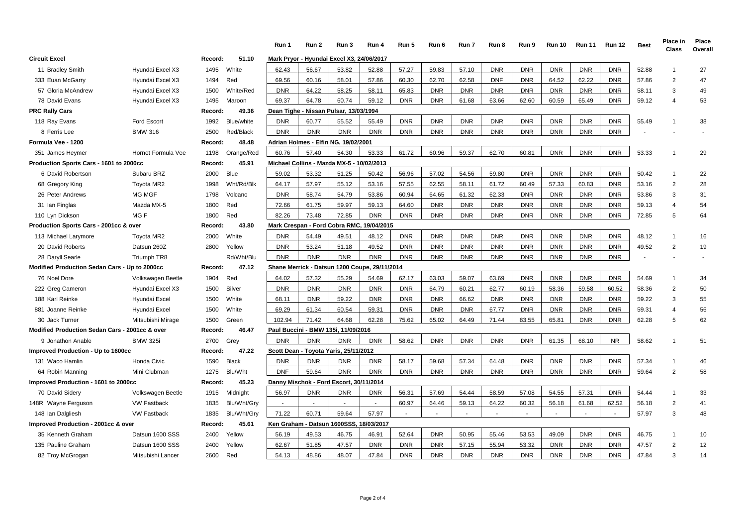| | | | | Run 1 | Run 2 | Run 3 | Run 4 | Run 5 | Run 6 | Run 7 | Run 8 | Run 9 | Run 10 | Run 11 | Run 12 | Best | Place in Class | Place Overall |
|---|---|---|---|---|---|---|---|---|---|---|---|---|---|---|---|---|---|---|
| **Circuit Excel** | | Record: | 51.10 | Mark Pryor - Hyundai Excel X3, 24/06/2017 | | | | | | | | | | | | | | |
| 11 Bradley Smith | Hyundai Excel X3 | 1495 | White | 62.43 | 56.67 | 53.82 | 52.88 | 57.27 | 59.83 | 57.10 | DNR | DNR | DNR | DNR | DNR | 52.88 | 1 | 27 |
| 333 Euan McGarry | Hyundai Excel X3 | 1494 | Red | 69.56 | 60.16 | 58.01 | 57.86 | 60.30 | 62.70 | 62.58 | DNF | DNR | 64.52 | 62.22 | DNR | 57.86 | 2 | 47 |
| 57 Gloria McAndrew | Hyundai Excel X3 | 1500 | White/Red | DNR | 64.22 | 58.25 | 58.11 | 65.83 | DNR | DNR | DNR | DNR | DNR | DNR | DNR | 58.11 | 3 | 49 |
| 78 David Evans | Hyundai Excel X3 | 1495 | Maroon | 69.37 | 64.78 | 60.74 | 59.12 | DNR | DNR | 61.68 | 63.66 | 62.60 | 60.59 | 65.49 | DNR | 59.12 | 4 | 53 |
| **PRC Rally Cars** | | Record: | 49.36 | Dean Tighe - Nissan Pulsar, 13/03/1994 | | | | | | | | | | | | | | |
| 118 Ray Evans | Ford Escort | 1992 | Blue/white | DNR | 60.77 | 55.52 | 55.49 | DNR | DNR | DNR | DNR | DNR | DNR | DNR | DNR | 55.49 | 1 | 38 |
| 8 Ferris Lee | BMW 316 | 2500 | Red/Black | DNR | DNR | DNR | DNR | DNR | DNR | DNR | DNR | DNR | DNR | DNR | DNR | - | - | - |
| **Formula Vee - 1200** | | Record: | 48.48 | Adrian Holmes - Elfin NG, 19/02/2001 | | | | | | | | | | | | | | |
| 351 James Heymer | Hornet Formula Vee | 1198 | Orange/Red | 60.76 | 57.40 | 54.30 | 53.33 | 61.72 | 60.96 | 59.37 | 62.70 | 60.81 | DNR | DNR | DNR | 53.33 | 1 | 29 |
| **Production Sports Cars - 1601 to 2000cc** | | Record: | 45.91 | Michael Collins - Mazda MX-5 - 10/02/2013 | | | | | | | | | | | | | | |
| 6 David Robertson | Subaru BRZ | 2000 | Blue | 59.02 | 53.32 | 51.25 | 50.42 | 56.96 | 57.02 | 54.56 | 59.80 | DNR | DNR | DNR | DNR | 50.42 | 1 | 22 |
| 68 Gregory King | Toyota MR2 | 1998 | Wht/Rd/Blk | 64.17 | 57.97 | 55.12 | 53.16 | 57.55 | 62.55 | 58.11 | 61.72 | 60.49 | 57.33 | 60.83 | DNR | 53.16 | 2 | 28 |
| 26 Peter Andrews | MG MGF | 1798 | Volcano | DNR | 58.74 | 54.79 | 53.86 | 60.94 | 64.65 | 61.32 | 62.33 | DNR | DNR | DNR | DNR | 53.86 | 3 | 31 |
| 31 Ian Finglas | Mazda MX-5 | 1800 | Red | 72.66 | 61.75 | 59.97 | 59.13 | 64.60 | DNR | DNR | DNR | DNR | DNR | DNR | DNR | 59.13 | 4 | 54 |
| 110 Lyn Dickson | MG F | 1800 | Red | 82.26 | 73.48 | 72.85 | DNR | DNR | DNR | DNR | DNR | DNR | DNR | DNR | DNR | 72.85 | 5 | 64 |
| **Production Sports Cars - 2001cc & over** | | Record: | 43.80 | Mark Crespan - Ford Cobra RMC, 19/04/2015 | | | | | | | | | | | | | | |
| 113 Michael Larymore | Toyota MR2 | 2000 | White | DNR | 54.49 | 49.51 | 48.12 | DNR | DNR | DNR | DNR | DNR | DNR | DNR | DNR | 48.12 | 1 | 16 |
| 20 David Roberts | Datsun 260Z | 2800 | Yellow | DNR | 53.24 | 51.18 | 49.52 | DNR | DNR | DNR | DNR | DNR | DNR | DNR | DNR | 49.52 | 2 | 19 |
| 28 Daryll Searle | Triumph TR8 | | Rd/Wht/Blu | DNR | DNR | DNR | DNR | DNR | DNR | DNR | DNR | DNR | DNR | DNR | DNR | - | - | - |
| **Modified Production Sedan Cars - Up to 2000cc** | | Record: | 47.12 | Shane Merrick - Datsun 1200 Coupe, 29/11/2014 | | | | | | | | | | | | | | |
| 76 Noel Dore | Volkswagen Beetle | 1904 | Red | 64.02 | 57.32 | 55.29 | 54.69 | 62.17 | 63.03 | 59.07 | 63.69 | DNR | DNR | DNR | DNR | 54.69 | 1 | 34 |
| 222 Greg Cameron | Hyundai Excel X3 | 1500 | Silver | DNR | DNR | DNR | DNR | DNR | 64.79 | 60.21 | 62.77 | 60.19 | 58.36 | 59.58 | 60.52 | 58.36 | 2 | 50 |
| 188 Karl Reinke | Hyundai Excel | 1500 | White | 68.11 | DNR | 59.22 | DNR | DNR | DNR | 66.62 | DNR | DNR | DNR | DNR | DNR | 59.22 | 3 | 55 |
| 881 Joanne Reinke | Hyundai Excel | 1500 | White | 69.29 | 61.34 | 60.54 | 59.31 | DNR | DNR | DNR | 67.77 | DNR | DNR | DNR | DNR | 59.31 | 4 | 56 |
| 30 Jack Turner | Mitsubishi Mirage | 1500 | Green | 102.94 | 71.42 | 64.68 | 62.28 | 75.62 | 65.02 | 64.49 | 71.44 | 83.55 | 65.81 | DNR | DNR | 62.28 | 5 | 62 |
| **Modified Production Sedan Cars - 2001cc & over** | | Record: | 46.47 | Paul Buccini - BMW 135i, 11/09/2016 | | | | | | | | | | | | | | |
| 9 Jonathon Anable | BMW 325i | 2700 | Grey | DNR | DNR | DNR | DNR | 58.62 | DNR | DNR | DNR | DNR | 61.35 | 68.10 | NR | 58.62 | 1 | 51 |
| **Improved Production - Up to 1600cc** | | Record: | 47.22 | Scott Dean - Toyota Yaris, 25/11/2012 | | | | | | | | | | | | | | |
| 131 Waco Hamlin | Honda Civic | 1590 | Black | DNR | DNR | DNR | DNR | 58.17 | 59.68 | 57.34 | 64.48 | DNR | DNR | DNR | DNR | 57.34 | 1 | 46 |
| 64 Robin Manning | Mini Clubman | 1275 | Blu/Wht | DNF | 59.64 | DNR | DNR | DNR | DNR | DNR | DNR | DNR | DNR | DNR | DNR | 59.64 | 2 | 58 |
| **Improved Production - 1601 to 2000cc** | | Record: | 45.23 | Danny Mischok - Ford Escort, 30/11/2014 | | | | | | | | | | | | | | |
| 70 David Sidery | Volkswagen Beetle | 1915 | Midnight | 56.97 | DNR | DNR | DNR | 56.31 | 57.69 | 54.44 | 58.59 | 57.08 | 54.55 | 57.31 | DNR | 54.44 | 1 | 33 |
| 148R Wayne Ferguson | VW Fastback | 1835 | Blu/Wht/Gry | - | - | - | - | 60.97 | 64.46 | 59.13 | 64.22 | 60.32 | 56.18 | 61.68 | 62.52 | 56.18 | 2 | 41 |
| 148 Ian Dalgliesh | VW Fastback | 1835 | Blu/Wht/Gry | 71.22 | 60.71 | 59.64 | 57.97 | - | - | - | - | - | - | - | - | 57.97 | 3 | 48 |
| **Improved Production - 2001cc & over** | | Record: | 45.61 | Ken Graham - Datsun 1600SSS, 18/03/2017 | | | | | | | | | | | | | | |
| 35 Kenneth Graham | Datsun 1600 SSS | 2400 | Yellow | 56.19 | 49.53 | 46.75 | 46.91 | 52.64 | DNR | 50.95 | 55.46 | 53.53 | 49.09 | DNR | DNR | 46.75 | 1 | 10 |
| 135 Pauline Graham | Datsun 1600 SSS | 2400 | Yellow | 62.67 | 51.85 | 47.57 | DNR | DNR | DNR | 57.15 | 55.94 | 53.32 | DNR | DNR | DNR | 47.57 | 2 | 12 |
| 82 Troy McGrogan | Mitsubishi Lancer | 2600 | Red | 54.13 | 48.86 | 48.07 | 47.84 | DNR | DNR | DNR | DNR | DNR | DNR | DNR | DNR | 47.84 | 3 | 14 |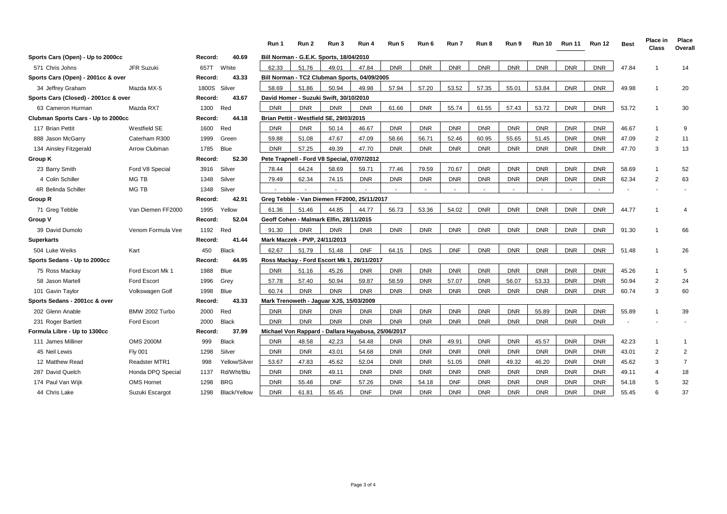| | | | | Run 1 | Run 2 | Run 3 | Run 4 | Run 5 | Run 6 | Run 7 | Run 8 | Run 9 | Run 10 | Run 11 | Run 12 | Best | Place in Class | Place Overall |
|---|---|---|---|---|---|---|---|---|---|---|---|---|---|---|---|---|---|---|
| **Sports Cars (Open) - Up to 2000cc** | | Record: | **40.69** | **Bill Norman - G.E.K. Sports, 18/04/2010** | | | | | | | | | | | | | | |
| 571 Chris Johns | JFR Suzuki | 657T | White | 62.33 | 51.76 | 49.01 | 47.84 | DNR | DNR | DNR | DNR | DNR | DNR | DNR | DNR | 47.84 | 1 | 14 |
| **Sports Cars (Open) - 2001cc & over** | | Record: | **43.33** | **Bill Norman - TC2 Clubman Sports, 04/09/2005** | | | | | | | | | | | | | | |
| 34 Jeffrey Graham | Mazda MX-5 | 1800S | Silver | 58.69 | 51.86 | 50.94 | 49.98 | 57.94 | 57.20 | 53.52 | 57.35 | 55.01 | 53.84 | DNR | DNR | 49.98 | 1 | 20 |
| **Sports Cars (Closed) - 2001cc & over** | | Record: | **43.67** | **David Homer - Suzuki Swift, 30/10/2010** | | | | | | | | | | | | | | |
| 63 Cameron Hurman | Mazda RX7 | 1300 | Red | DNR | DNR | DNR | DNR | 61.66 | DNR | 55.74 | 61.55 | 57.43 | 53.72 | DNR | DNR | 53.72 | 1 | 30 |
| **Clubman Sports Cars - Up to 2000cc** | | Record: | **44.18** | **Brian Pettit - Westfield SE, 29/03/2015** | | | | | | | | | | | | | | |
| 117 Brian Pettit | Westfield SE | 1600 | Red | DNR | DNR | 50.14 | 46.67 | DNR | DNR | DNR | DNR | DNR | DNR | DNR | DNR | 46.67 | 1 | 9 |
| 888 Jason McGarry | Caterham R300 | 1999 | Green | 59.88 | 51.08 | 47.67 | 47.09 | 58.66 | 56.71 | 52.46 | 60.95 | 55.65 | 51.45 | DNR | DNR | 47.09 | 2 | 11 |
| 134 Ainsley Fitzgerald | Arrow Clubman | 1785 | Blue | DNR | 57.25 | 49.39 | 47.70 | DNR | DNR | DNR | DNR | DNR | DNR | DNR | DNR | 47.70 | 3 | 13 |
| **Group K** | | Record: | **52.30** | **Pete Trapnell - Ford V8 Special, 07/07/2012** | | | | | | | | | | | | | | |
| 23 Barry Smith | Ford V8 Special | 3916 | Silver | 78.44 | 64.24 | 58.69 | 59.71 | 77.46 | 79.59 | 70.67 | DNR | DNR | DNR | DNR | DNR | 58.69 | 1 | 52 |
| 4 Colin Schiller | MG TB | 1348 | Silver | 79.49 | 62.34 | 74.15 | DNR | DNR | DNR | DNR | DNR | DNR | DNR | DNR | DNR | 62.34 | 2 | 63 |
| 4R Belinda Schiller | MG TB | 1348 | Silver | - | - | - | - | - | - | - | - | - | - | - | - | - | - | - |
| **Group R** | | Record: | **42.91** | **Greg Tebble - Van Diemen FF2000, 25/11/2017** | | | | | | | | | | | | | | |
| 71 Greg Tebble | Van Diemen FF2000 | 1995 | Yellow | 61.36 | 51.46 | 44.85 | 44.77 | 56.73 | 53.36 | 54.02 | DNR | DNR | DNR | DNR | DNR | 44.77 | 1 | 4 |
| **Group V** | | Record: | **52.04** | **Geoff Cohen - Malmark Elfin, 28/11/2015** | | | | | | | | | | | | | | |
| 39 David Dumolo | Venom Formula Vee | 1192 | Red | 91.30 | DNR | DNR | DNR | DNR | DNR | DNR | DNR | DNR | DNR | DNR | DNR | 91.30 | 1 | 66 |
| **Superkarts** | | Record: | **41.44** | **Mark Maczek - PVP, 24/11/2013** | | | | | | | | | | | | | | |
| 504 Luke Weiks | Kart | 450 | Black | 62.67 | 51.79 | 51.48 | DNF | 64.15 | DNS | DNF | DNR | DNR | DNR | DNR | DNR | 51.48 | 1 | 26 |
| **Sports Sedans - Up to 2000cc** | | Record: | **44.95** | **Ross Mackay - Ford Escort Mk 1, 26/11/2017** | | | | | | | | | | | | | | |
| 75 Ross Mackay | Ford Escort Mk 1 | 1988 | Blue | DNR | 51.16 | 45.26 | DNR | DNR | DNR | DNR | DNR | DNR | DNR | DNR | DNR | 45.26 | 1 | 5 |
| 58 Jason Martell | Ford Escort | 1996 | Grey | 57.78 | 57.40 | 50.94 | 59.87 | 58.59 | DNR | 57.07 | DNR | 56.07 | 53.33 | DNR | DNR | 50.94 | 2 | 24 |
| 101 Gavin Taylor | Volkswagen Golf | 1998 | Blue | 60.74 | DNR | DNR | DNR | DNR | DNR | DNR | DNR | DNR | DNR | DNR | DNR | 60.74 | 3 | 60 |
| **Sports Sedans - 2001cc & over** | | Record: | **43.33** | **Mark Trenoweth - Jaguar XJS, 15/03/2009** | | | | | | | | | | | | | | |
| 202 Glenn Anable | BMW 2002 Turbo | 2000 | Red | DNR | DNR | DNR | DNR | DNR | DNR | DNR | DNR | DNR | 55.89 | DNR | DNR | 55.89 | 1 | 39 |
| 231 Roger Bartlett | Ford Escort | 2000 | Black | DNR | DNR | DNR | DNR | DNR | DNR | DNR | DNR | DNR | DNR | DNR | DNR | - | - | - |
| **Formula Libre - Up to 1300cc** | | Record: | **37.99** | **Michael Von Rappard - Dallara Hayabusa, 25/06/2017** | | | | | | | | | | | | | | |
| 111 James Milliner | OMS 2000M | 999 | Black | DNR | 48.58 | 42.23 | 54.48 | DNR | DNR | 49.91 | DNR | DNR | 45.57 | DNR | DNR | 42.23 | 1 | 1 |
| 45 Neil Lewis | Fly 001 | 1298 | Silver | DNR | DNR | 43.01 | 54.68 | DNR | DNR | DNR | DNR | DNR | DNR | DNR | DNR | 43.01 | 2 | 2 |
| 12 Matthew Read | Readster MTR1 | 998 | Yellow/Silver | 53.67 | 47.83 | 45.62 | 52.04 | DNR | DNR | 51.05 | DNR | 49.32 | 46.20 | DNR | DNR | 45.62 | 3 | 7 |
| 287 David Quelch | Honda DPQ Special | 1137 | Rd/Wht/Blu | DNR | DNR | 49.11 | DNR | DNR | DNR | DNR | DNR | DNR | DNR | DNR | DNR | 49.11 | 4 | 18 |
| 174 Paul Van Wijk | OMS Hornet | 1298 | BRG | DNR | 55.48 | DNF | 57.26 | DNR | 54.18 | DNF | DNR | DNR | DNR | DNR | DNR | 54.18 | 5 | 32 |
| 44 Chris Lake | Suzuki Escargot | 1298 | Black/Yellow | DNR | 61.81 | 55.45 | DNF | DNR | DNR | DNR | DNR | DNR | DNR | DNR | DNR | 55.45 | 6 | 37 |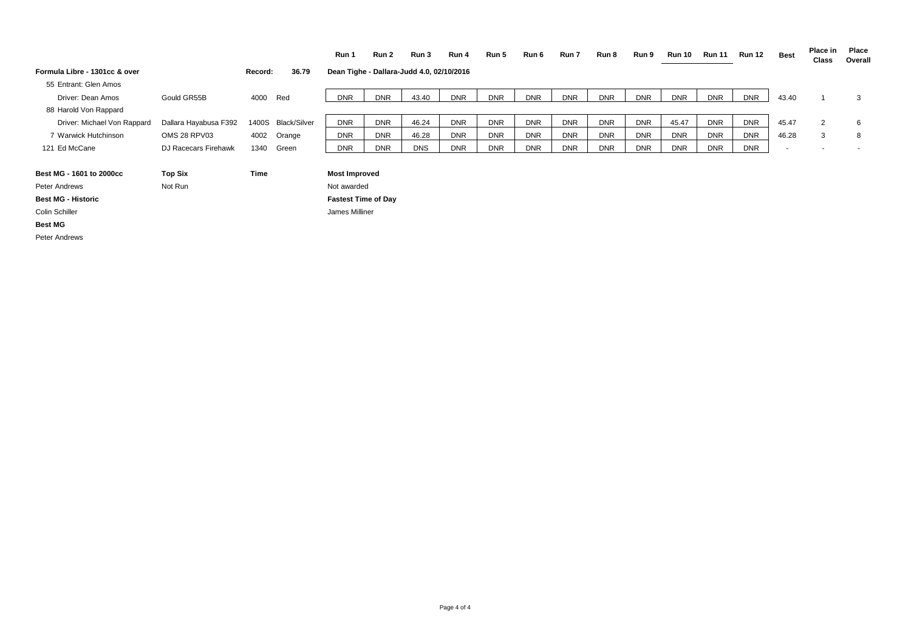| | | | | Run 1 | Run 2 | Run 3 | Run 4 | Run 5 | Run 6 | Run 7 | Run 8 | Run 9 | Run 10 | Run 11 | Run 12 | Best | Place in Class | Place Overall |
|---|---|---|---|---|---|---|---|---|---|---|---|---|---|---|---|---|---|---|
| **Formula Libre - 1301cc & over** | | **Record:** | **36.79** | **Dean Tighe - Dallara-Judd 4.0, 02/10/2016** | | | | | | | | | | | | | | |
| 55 Entrant: Glen Amos | | | | | | | | | | | | | | | | | | |
| Driver: Dean Amos | Gould GR55B | 4000 | Red | DNR | DNR | 43.40 | DNR | DNR | DNR | DNR | DNR | DNR | DNR | DNR | DNR | 43.40 | 1 | 3 |
| 88 Harold Von Rappard | | | | | | | | | | | | | | | | | | |
| Driver: Michael Von Rappard | Dallara Hayabusa F392 | 1400S | Black/Silver | DNR | DNR | 46.24 | DNR | DNR | DNR | DNR | DNR | DNR | 45.47 | DNR | DNR | 45.47 | 2 | 6 |
| 7 Warwick Hutchinson | OMS 28 RPV03 | 4002 | Orange | DNR | DNR | 46.28 | DNR | DNR | DNR | DNR | DNR | DNR | DNR | DNR | DNR | 46.28 | 3 | 8 |
| 121 Ed McCane | DJ Racecars Firehawk | 1340 | Green | DNR | DNR | DNS | DNR | DNR | DNR | DNR | DNR | DNR | DNR | DNR | DNR | - | - | - |

**Best MG - 1601 to 2000cc**

Peter Andrews

**Top Six**

Not Run

**Time**

**Most Improved**

Not awarded

**Best MG - Historic**

Colin Schiller

**Fastest Time of Day**

James Milliner

**Best MG**

Peter Andrews